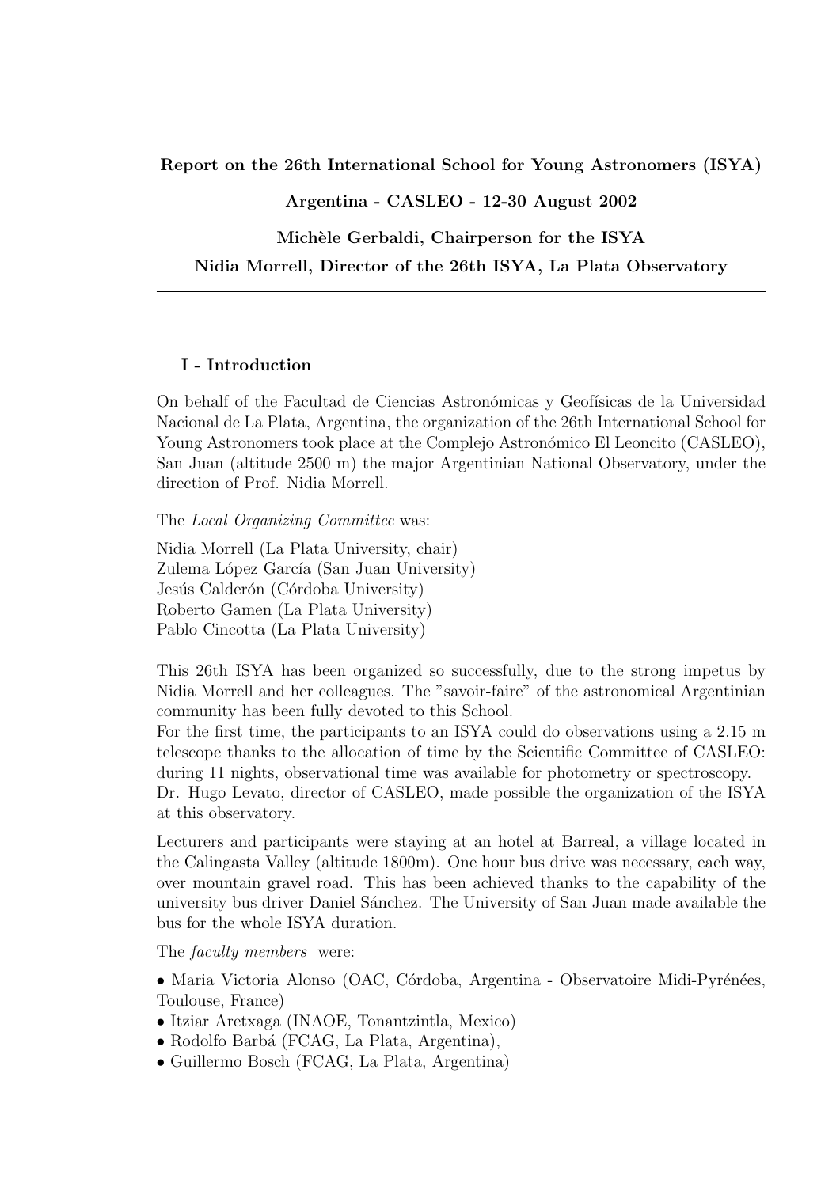**Report on the 26th International School for Young Astronomers (ISYA)**

**Argentina - CASLEO - 12-30 August 2002**

**Michèle Gerbaldi, Chairperson for the ISYA**

**Nidia Morrell, Director of the 26th ISYA, La Plata Observatory**

---

## I - Introduction

On behalf of the Facultad de Ciencias Astronómicas y Geofísicas de la Universidad Nacional de La Plata, Argentina, the organization of the 26th International School for Young Astronomers took place at the Complejo Astronómico El Leoncito (CASLEO), San Juan (altitude 2500 m) the major Argentinian National Observatory, under the direction of Prof. Nidia Morrell.

The *Local Organizing Committee* was:

Nidia Morrell (La Plata University, chair)  
Zulema López García (San Juan University)  
Jesús Calderón (Córdoba University)  
Roberto Gamen (La Plata University)  
Pablo Cincotta (La Plata University)

This 26th ISYA has been organized so successfully, due to the strong impetus by Nidia Morrell and her colleagues. The "savoir-faire" of the astronomical Argentinian community has been fully devoted to this School.  
For the first time, the participants to an ISYA could do observations using a 2.15 m telescope thanks to the allocation of time by the Scientific Committee of CASLEO: during 11 nights, observational time was available for photometry or spectroscopy.  
Dr. Hugo Levato, director of CASLEO, made possible the organization of the ISYA at this observatory.

Lecturers and participants were staying at an hotel at Barreal, a village located in the Calingasta Valley (altitude 1800m). One hour bus drive was necessary, each way, over mountain gravel road. This has been achieved thanks to the capability of the university bus driver Daniel Sánchez. The University of San Juan made available the bus for the whole ISYA duration.

The *faculty members* were:

- Maria Victoria Alonso (OAC, Córdoba, Argentina - Observatoire Midi-Pyrénées, Toulouse, France)
- Itziar Aretxaga (INAOE, Tonantzintla, Mexico)
- Rodolfo Barbá (FCAG, La Plata, Argentina),
- Guillermo Bosch (FCAG, La Plata, Argentina)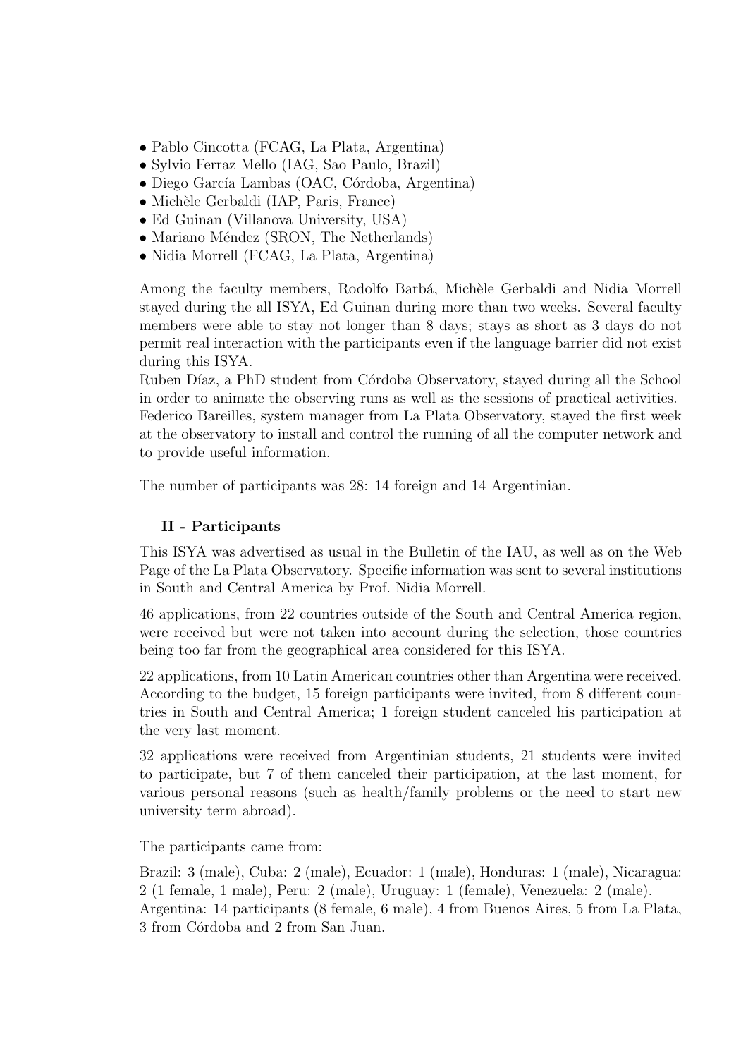- Pablo Cincotta (FCAG, La Plata, Argentina)
- Sylvio Ferraz Mello (IAG, Sao Paulo, Brazil)
- Diego García Lambas (OAC, Córdoba, Argentina)
- Michèle Gerbaldi (IAP, Paris, France)
- Ed Guinan (Villanova University, USA)
- Mariano Méndez (SRON, The Netherlands)
- Nidia Morrell (FCAG, La Plata, Argentina)

Among the faculty members, Rodolfo Barbá, Michèle Gerbaldi and Nidia Morrell stayed during the all ISYA, Ed Guinan during more than two weeks. Several faculty members were able to stay not longer than 8 days; stays as short as 3 days do not permit real interaction with the participants even if the language barrier did not exist during this ISYA.
Ruben Díaz, a PhD student from Córdoba Observatory, stayed during all the School in order to animate the observing runs as well as the sessions of practical activities.
Federico Bareilles, system manager from La Plata Observatory, stayed the first week at the observatory to install and control the running of all the computer network and to provide useful information.

The number of participants was 28: 14 foreign and 14 Argentinian.

### II - Participants

This ISYA was advertised as usual in the Bulletin of the IAU, as well as on the Web Page of the La Plata Observatory. Specific information was sent to several institutions in South and Central America by Prof. Nidia Morrell.

46 applications, from 22 countries outside of the South and Central America region, were received but were not taken into account during the selection, those countries being too far from the geographical area considered for this ISYA.

22 applications, from 10 Latin American countries other than Argentina were received. According to the budget, 15 foreign participants were invited, from 8 different countries in South and Central America; 1 foreign student canceled his participation at the very last moment.

32 applications were received from Argentinian students, 21 students were invited to participate, but 7 of them canceled their participation, at the last moment, for various personal reasons (such as health/family problems or the need to start new university term abroad).

The participants came from:

Brazil: 3 (male), Cuba: 2 (male), Ecuador: 1 (male), Honduras: 1 (male), Nicaragua: 2 (1 female, 1 male), Peru: 2 (male), Uruguay: 1 (female), Venezuela: 2 (male).
Argentina: 14 participants (8 female, 6 male), 4 from Buenos Aires, 5 from La Plata, 3 from Córdoba and 2 from San Juan.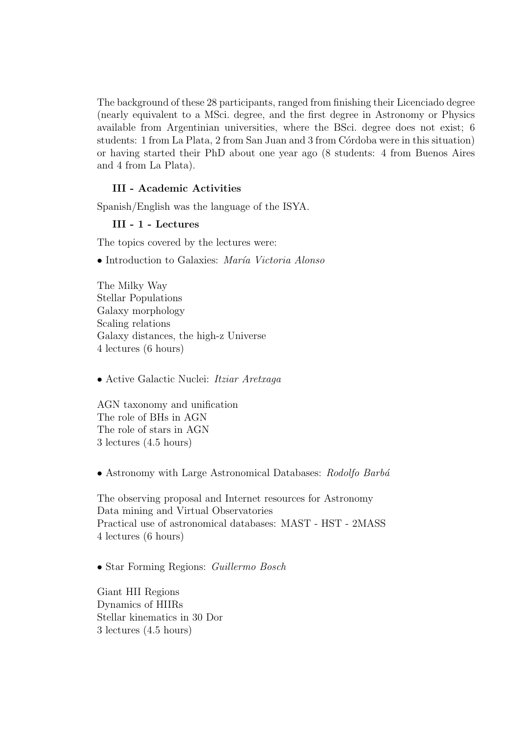The background of these 28 participants, ranged from finishing their Licenciado degree (nearly equivalent to a MSci. degree, and the first degree in Astronomy or Physics available from Argentinian universities, where the BSci. degree does not exist; 6 students: 1 from La Plata, 2 from San Juan and 3 from Córdoba were in this situation) or having started their PhD about one year ago (8 students: 4 from Buenos Aires and 4 from La Plata).

### III - Academic Activities

Spanish/English was the language of the ISYA.

#### III - 1 - Lectures

The topics covered by the lectures were:

• Introduction to Galaxies: *María Victoria Alonso*

The Milky Way
Stellar Populations
Galaxy morphology
Scaling relations
Galaxy distances, the high-z Universe
4 lectures (6 hours)

• Active Galactic Nuclei: *Itziar Aretxaga*

AGN taxonomy and unification
The role of BHs in AGN
The role of stars in AGN
3 lectures (4.5 hours)

• Astronomy with Large Astronomical Databases: *Rodolfo Barbá*

The observing proposal and Internet resources for Astronomy
Data mining and Virtual Observatories
Practical use of astronomical databases: MAST - HST - 2MASS
4 lectures (6 hours)

• Star Forming Regions: *Guillermo Bosch*

Giant HII Regions
Dynamics of HIIRs
Stellar kinematics in 30 Dor
3 lectures (4.5 hours)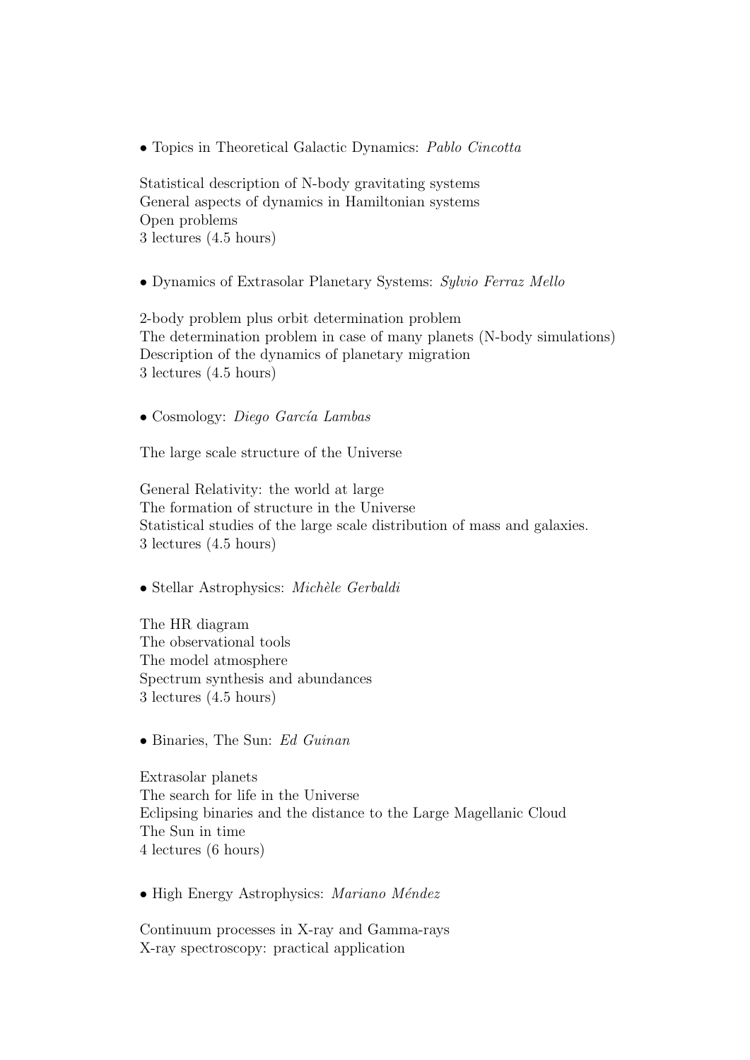- Topics in Theoretical Galactic Dynamics: *Pablo Cincotta*

Statistical description of N-body gravitating systems
General aspects of dynamics in Hamiltonian systems
Open problems
3 lectures (4.5 hours)

- Dynamics of Extrasolar Planetary Systems: *Sylvio Ferraz Mello*

2-body problem plus orbit determination problem
The determination problem in case of many planets (N-body simulations)
Description of the dynamics of planetary migration
3 lectures (4.5 hours)

- Cosmology: *Diego García Lambas*

The large scale structure of the Universe

General Relativity: the world at large
The formation of structure in the Universe
Statistical studies of the large scale distribution of mass and galaxies.
3 lectures (4.5 hours)

- Stellar Astrophysics: *Michèle Gerbaldi*

The HR diagram
The observational tools
The model atmosphere
Spectrum synthesis and abundances
3 lectures (4.5 hours)

- Binaries, The Sun: *Ed Guinan*

Extrasolar planets
The search for life in the Universe
Eclipsing binaries and the distance to the Large Magellanic Cloud
The Sun in time
4 lectures (6 hours)

- High Energy Astrophysics: *Mariano Méndez*

Continuum processes in X-ray and Gamma-rays
X-ray spectroscopy: practical application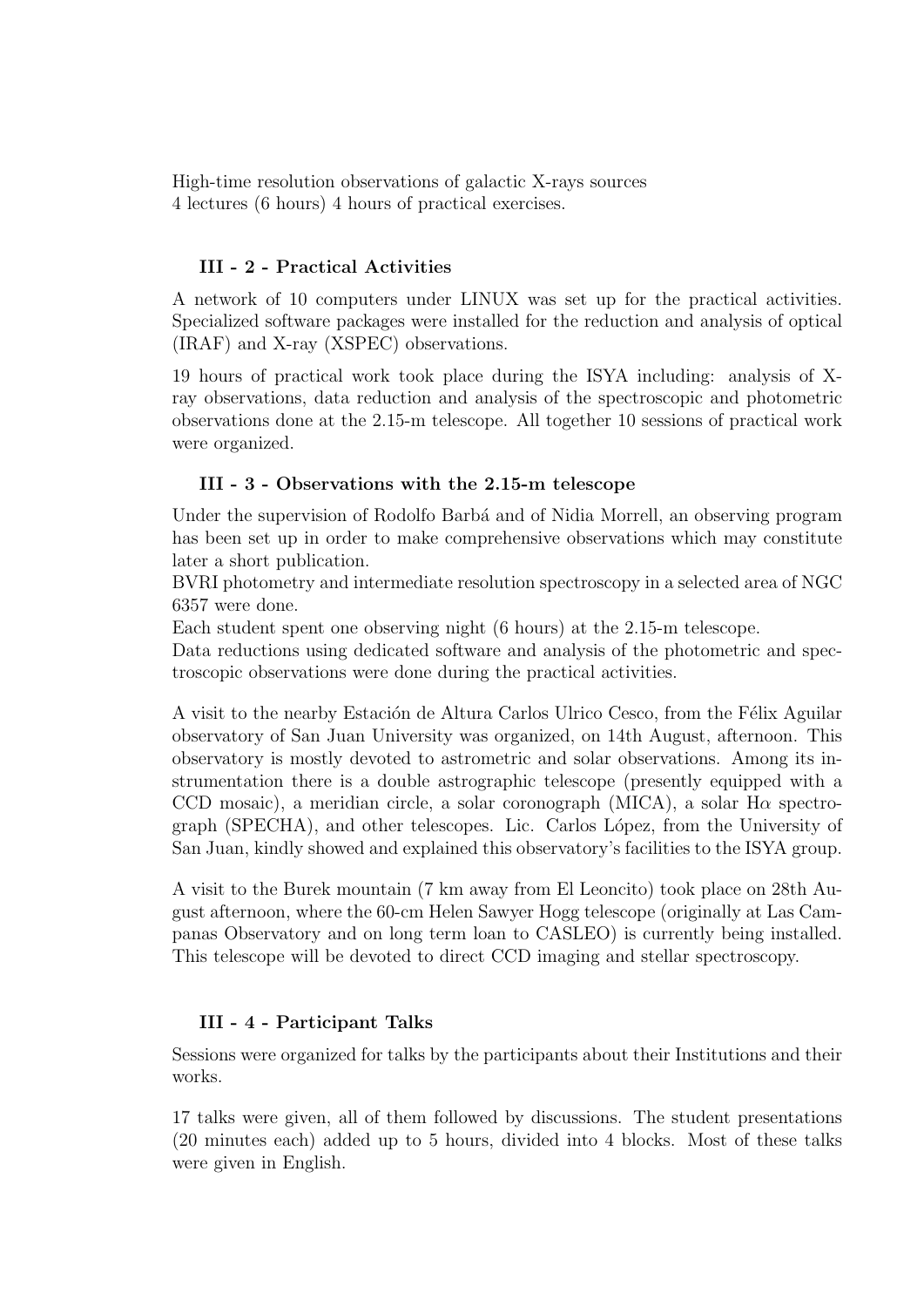High-time resolution observations of galactic X-rays sources
4 lectures (6 hours) 4 hours of practical exercises.

### III - 2 - Practical Activities

A network of 10 computers under LINUX was set up for the practical activities. Specialized software packages were installed for the reduction and analysis of optical (IRAF) and X-ray (XSPEC) observations.

19 hours of practical work took place during the ISYA including: analysis of X-ray observations, data reduction and analysis of the spectroscopic and photometric observations done at the 2.15-m telescope. All together 10 sessions of practical work were organized.

### III - 3 - Observations with the 2.15-m telescope

Under the supervision of Rodolfo Barbá and of Nidia Morrell, an observing program has been set up in order to make comprehensive observations which may constitute later a short publication.
BVRI photometry and intermediate resolution spectroscopy in a selected area of NGC 6357 were done.
Each student spent one observing night (6 hours) at the 2.15-m telescope.
Data reductions using dedicated software and analysis of the photometric and spectroscopic observations were done during the practical activities.

A visit to the nearby Estación de Altura Carlos Ulrico Cesco, from the Félix Aguilar observatory of San Juan University was organized, on 14th August, afternoon. This observatory is mostly devoted to astrometric and solar observations. Among its instrumentation there is a double astrographic telescope (presently equipped with a CCD mosaic), a meridian circle, a solar coronograph (MICA), a solar H$\alpha$ spectrograph (SPECHA), and other telescopes. Lic. Carlos López, from the University of San Juan, kindly showed and explained this observatory's facilities to the ISYA group.

A visit to the Burek mountain (7 km away from El Leoncito) took place on 28th August afternoon, where the 60-cm Helen Sawyer Hogg telescope (originally at Las Campanas Observatory and on long term loan to CASLEO) is currently being installed. This telescope will be devoted to direct CCD imaging and stellar spectroscopy.

### III - 4 - Participant Talks

Sessions were organized for talks by the participants about their Institutions and their works.

17 talks were given, all of them followed by discussions. The student presentations (20 minutes each) added up to 5 hours, divided into 4 blocks. Most of these talks were given in English.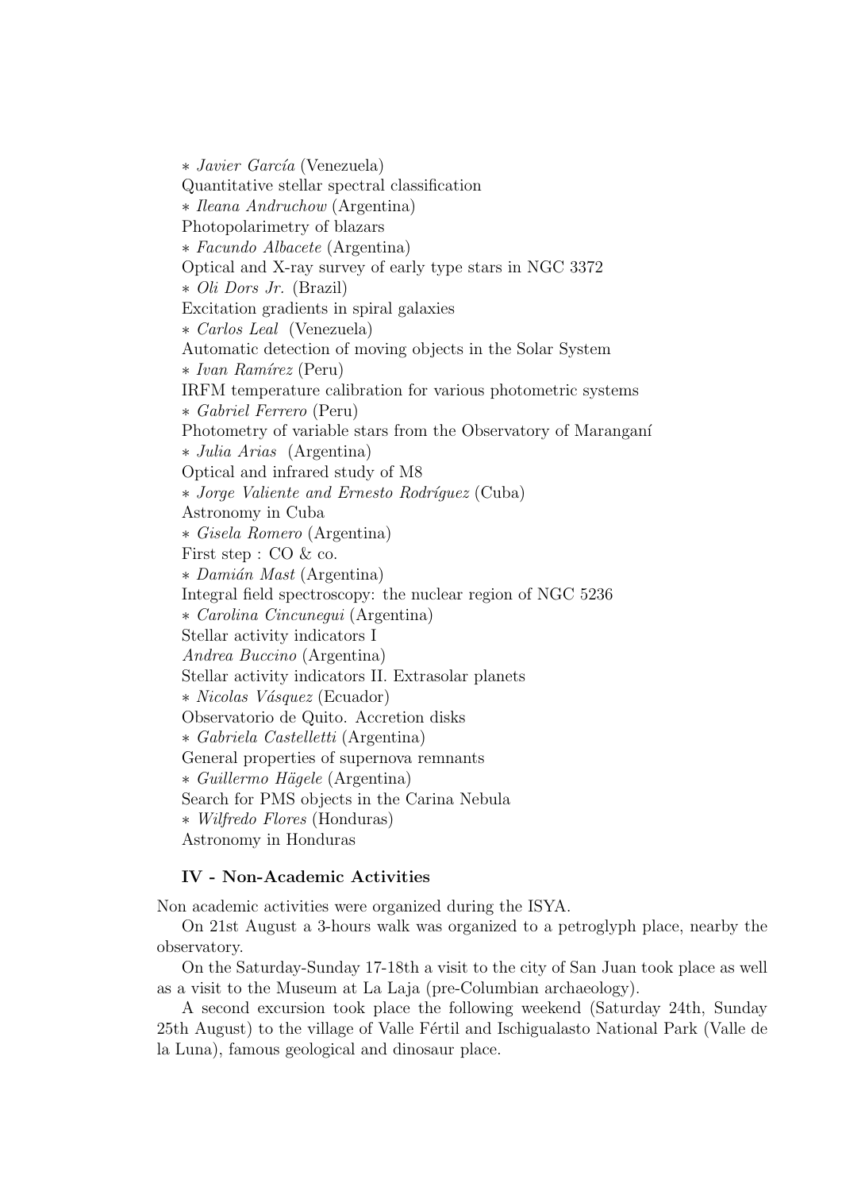∗ *Javier García* (Venezuela)
Quantitative stellar spectral classification
∗ *Ileana Andruchow* (Argentina)
Photopolarimetry of blazars
∗ *Facundo Albacete* (Argentina)
Optical and X-ray survey of early type stars in NGC 3372
∗ *Oli Dors Jr.* (Brazil)
Excitation gradients in spiral galaxies
∗ *Carlos Leal* (Venezuela)
Automatic detection of moving objects in the Solar System
∗ *Ivan Ramírez* (Peru)
IRFM temperature calibration for various photometric systems
∗ *Gabriel Ferrero* (Peru)
Photometry of variable stars from the Observatory of Maranganí
∗ *Julia Arias* (Argentina)
Optical and infrared study of M8
∗ *Jorge Valiente and Ernesto Rodríguez* (Cuba)
Astronomy in Cuba
∗ *Gisela Romero* (Argentina)
First step : CO & co.
∗ *Damián Mast* (Argentina)
Integral field spectroscopy: the nuclear region of NGC 5236
∗ *Carolina Cincunegui* (Argentina)
Stellar activity indicators I
*Andrea Buccino* (Argentina)
Stellar activity indicators II. Extrasolar planets
∗ *Nicolas Vásquez* (Ecuador)
Observatorio de Quito. Accretion disks
∗ *Gabriela Castelletti* (Argentina)
General properties of supernova remnants
∗ *Guillermo Hägele* (Argentina)
Search for PMS objects in the Carina Nebula
∗ *Wilfredo Flores* (Honduras)
Astronomy in Honduras

## IV - Non-Academic Activities

Non academic activities were organized during the ISYA.

On 21st August a 3-hours walk was organized to a petroglyph place, nearby the observatory.

On the Saturday-Sunday 17-18th a visit to the city of San Juan took place as well as a visit to the Museum at La Laja (pre-Columbian archaeology).

A second excursion took place the following weekend (Saturday 24th, Sunday 25th August) to the village of Valle Fértil and Ischigualasto National Park (Valle de la Luna), famous geological and dinosaur place.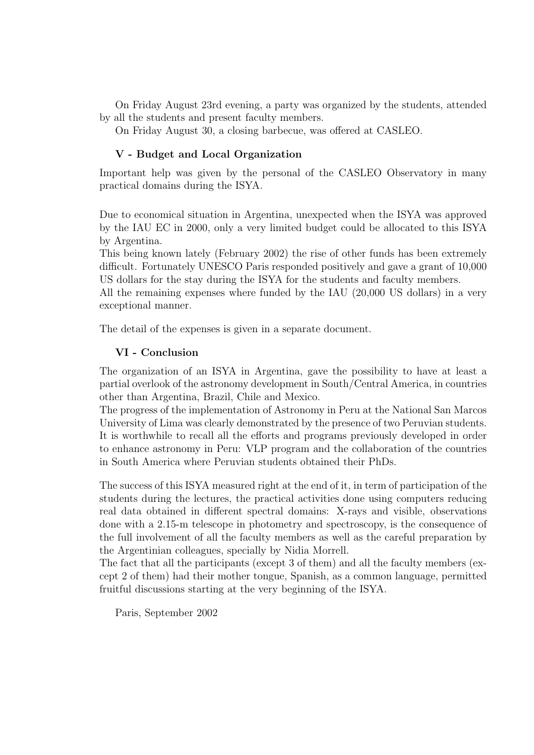On Friday August 23rd evening, a party was organized by the students, attended by all the students and present faculty members.

On Friday August 30, a closing barbecue, was offered at CASLEO.

## V - Budget and Local Organization

Important help was given by the personal of the CASLEO Observatory in many practical domains during the ISYA.

Due to economical situation in Argentina, unexpected when the ISYA was approved by the IAU EC in 2000, only a very limited budget could be allocated to this ISYA by Argentina.

This being known lately (February 2002) the rise of other funds has been extremely difficult. Fortunately UNESCO Paris responded positively and gave a grant of 10,000 US dollars for the stay during the ISYA for the students and faculty members.

All the remaining expenses where funded by the IAU (20,000 US dollars) in a very exceptional manner.

The detail of the expenses is given in a separate document.

## VI - Conclusion

The organization of an ISYA in Argentina, gave the possibility to have at least a partial overlook of the astronomy development in South/Central America, in countries other than Argentina, Brazil, Chile and Mexico.

The progress of the implementation of Astronomy in Peru at the National San Marcos University of Lima was clearly demonstrated by the presence of two Peruvian students. It is worthwhile to recall all the efforts and programs previously developed in order to enhance astronomy in Peru: VLP program and the collaboration of the countries in South America where Peruvian students obtained their PhDs.

The success of this ISYA measured right at the end of it, in term of participation of the students during the lectures, the practical activities done using computers reducing real data obtained in different spectral domains: X-rays and visible, observations done with a 2.15-m telescope in photometry and spectroscopy, is the consequence of the full involvement of all the faculty members as well as the careful preparation by the Argentinian colleagues, specially by Nidia Morrell.

The fact that all the participants (except 3 of them) and all the faculty members (except 2 of them) had their mother tongue, Spanish, as a common language, permitted fruitful discussions starting at the very beginning of the ISYA.

Paris, September 2002